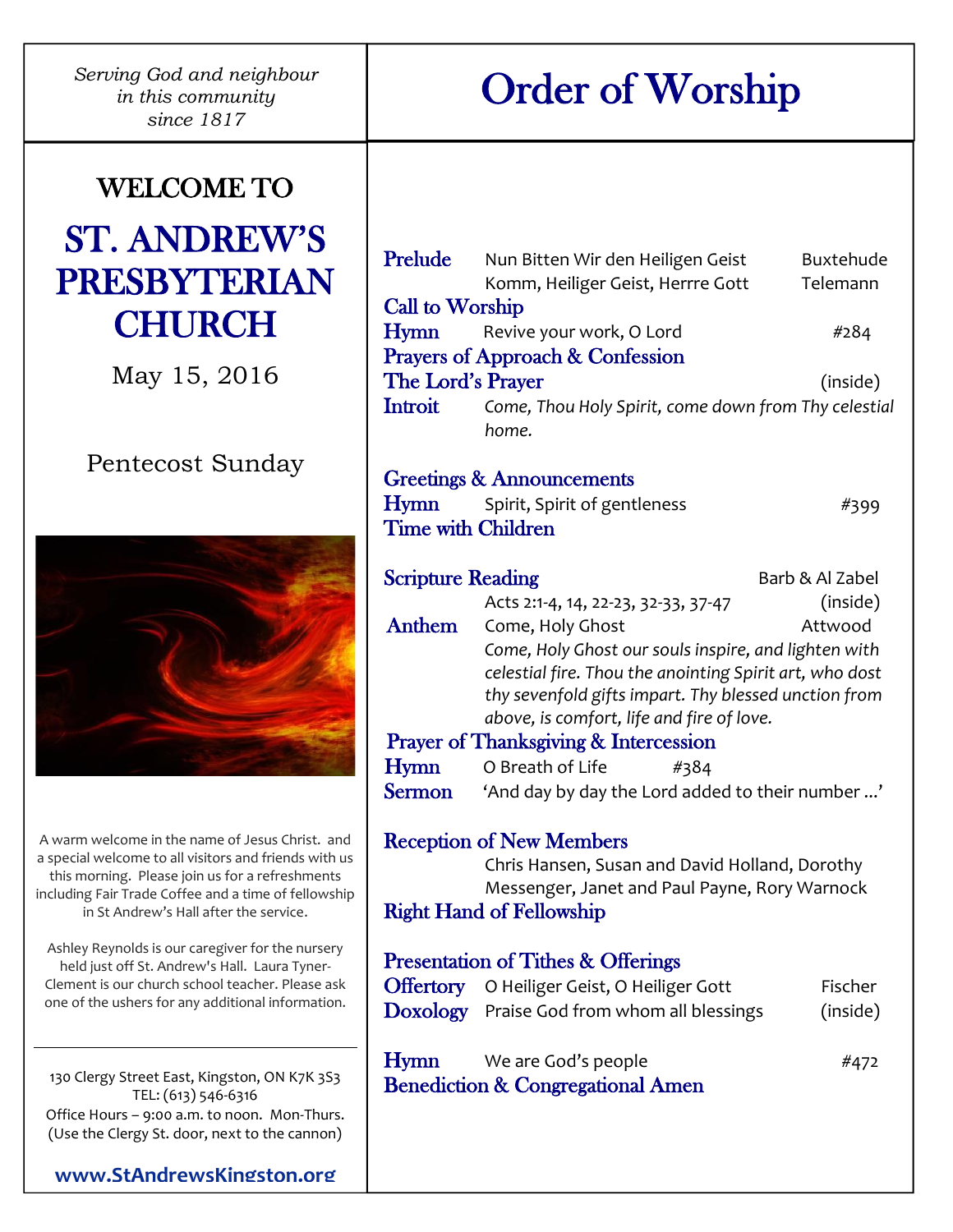*Serving God and neighbour in this community since 1817*

# WELCOME TO

# ST. ANDREW'S PRESBYTERIAN CHURCH

May 15, 2016

Pentecost Sunday

A warm welcome in the name of Jesus Christ. and a special welcome to all visitors and friends with us this morning. Please join us for a refreshments including Fair Trade Coffee and a time of fellowship in St Andrew's Hall after the service.

Ashley Reynolds is our caregiver for the nursery held just off St. Andrew's Hall. Laura Tyner-Clement is our church school teacher. Please ask one of the ushers for any additional information.

---

130 Clergy Street East, Kingston, ON K7K 3S3
TEL: (613) 546-6316
Office Hours – 9:00 a.m. to noon. Mon-Thurs.
(Use the Clergy St. door, next to the cannon)

**www.StAndrewsKingston.org**

# Order of Worship

**Prelude** Nun Bitten Wir den Heiligen Geist — Buxtehude
Komm, Heiliger Geist, Herrre Gott — Telemann

**Call to Worship**

**Hymn** Revive your work, O Lord — #284

**Prayers of Approach & Confession**

**The Lord's Prayer** — (inside)

**Introit** *Come, Thou Holy Spirit, come down from Thy celestial home.*

**Greetings & Announcements**

**Hymn** Spirit, Spirit of gentleness — #399

**Time with Children**

**Scripture Reading** — Barb & Al Zabel
Acts 2:1-4, 14, 22-23, 32-33, 37-47 — (inside)

**Anthem** Come, Holy Ghost — Attwood
*Come, Holy Ghost our souls inspire, and lighten with celestial fire. Thou the anointing Spirit art, who dost thy sevenfold gifts impart. Thy blessed unction from above, is comfort, life and fire of love.*

**Prayer of Thanksgiving & Intercession**

**Hymn** O Breath of Life — #384

**Sermon** 'And day by day the Lord added to their number ...'

**Reception of New Members**
Chris Hansen, Susan and David Holland, Dorothy Messenger, Janet and Paul Payne, Rory Warnock

**Right Hand of Fellowship**

**Presentation of Tithes & Offerings**

**Offertory** O Heiliger Geist, O Heiliger Gott — Fischer

**Doxology** Praise God from whom all blessings — (inside)

**Hymn** We are God's people — #472

**Benediction & Congregational Amen**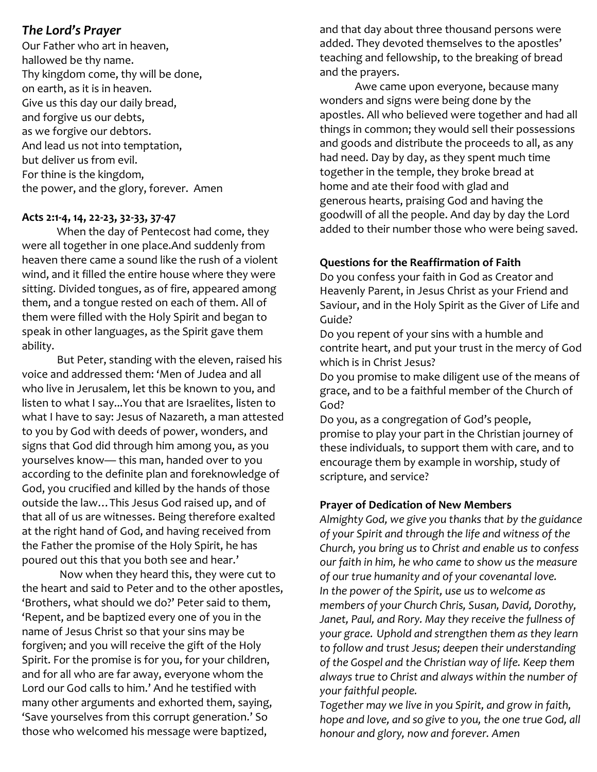### *The Lord's Prayer*

Our Father who art in heaven,
hallowed be thy name.
Thy kingdom come, thy will be done,
on earth, as it is in heaven.
Give us this day our daily bread,
and forgive us our debts,
as we forgive our debtors.
And lead us not into temptation,
but deliver us from evil.
For thine is the kingdom,
the power, and the glory, forever. Amen

**Acts 2:1-4, 14, 22-23, 32-33, 37-47**

When the day of Pentecost had come, they were all together in one place.And suddenly from heaven there came a sound like the rush of a violent wind, and it filled the entire house where they were sitting. Divided tongues, as of fire, appeared among them, and a tongue rested on each of them. All of them were filled with the Holy Spirit and began to speak in other languages, as the Spirit gave them ability.

But Peter, standing with the eleven, raised his voice and addressed them: 'Men of Judea and all who live in Jerusalem, let this be known to you, and listen to what I say...You that are Israelites, listen to what I have to say: Jesus of Nazareth, a man attested to you by God with deeds of power, wonders, and signs that God did through him among you, as you yourselves know— this man, handed over to you according to the definite plan and foreknowledge of God, you crucified and killed by the hands of those outside the law…This Jesus God raised up, and of that all of us are witnesses. Being therefore exalted at the right hand of God, and having received from the Father the promise of the Holy Spirit, he has poured out this that you both see and hear.'

Now when they heard this, they were cut to the heart and said to Peter and to the other apostles, 'Brothers, what should we do?' Peter said to them, 'Repent, and be baptized every one of you in the name of Jesus Christ so that your sins may be forgiven; and you will receive the gift of the Holy Spirit. For the promise is for you, for your children, and for all who are far away, everyone whom the Lord our God calls to him.' And he testified with many other arguments and exhorted them, saying, 'Save yourselves from this corrupt generation.' So those who welcomed his message were baptized, and that day about three thousand persons were added. They devoted themselves to the apostles' teaching and fellowship, to the breaking of bread and the prayers.

Awe came upon everyone, because many wonders and signs were being done by the apostles. All who believed were together and had all things in common; they would sell their possessions and goods and distribute the proceeds to all, as any had need. Day by day, as they spent much time together in the temple, they broke bread at home and ate their food with glad and generous hearts, praising God and having the goodwill of all the people. And day by day the Lord added to their number those who were being saved.

**Questions for the Reaffirmation of Faith**

Do you confess your faith in God as Creator and Heavenly Parent, in Jesus Christ as your Friend and Saviour, and in the Holy Spirit as the Giver of Life and Guide?

Do you repent of your sins with a humble and contrite heart, and put your trust in the mercy of God which is in Christ Jesus?

Do you promise to make diligent use of the means of grace, and to be a faithful member of the Church of God?

Do you, as a congregation of God's people, promise to play your part in the Christian journey of these individuals, to support them with care, and to encourage them by example in worship, study of scripture, and service?

**Prayer of Dedication of New Members**

*Almighty God, we give you thanks that by the guidance of your Spirit and through the life and witness of the Church, you bring us to Christ and enable us to confess our faith in him, he who came to show us the measure of our true humanity and of your covenantal love.*
*In the power of the Spirit, use us to welcome as members of your Church Chris, Susan, David, Dorothy, Janet, Paul, and Rory. May they receive the fullness of your grace. Uphold and strengthen them as they learn to follow and trust Jesus; deepen their understanding of the Gospel and the Christian way of life. Keep them always true to Christ and always within the number of your faithful people.*
*Together may we live in you Spirit, and grow in faith, hope and love, and so give to you, the one true God, all honour and glory, now and forever. Amen*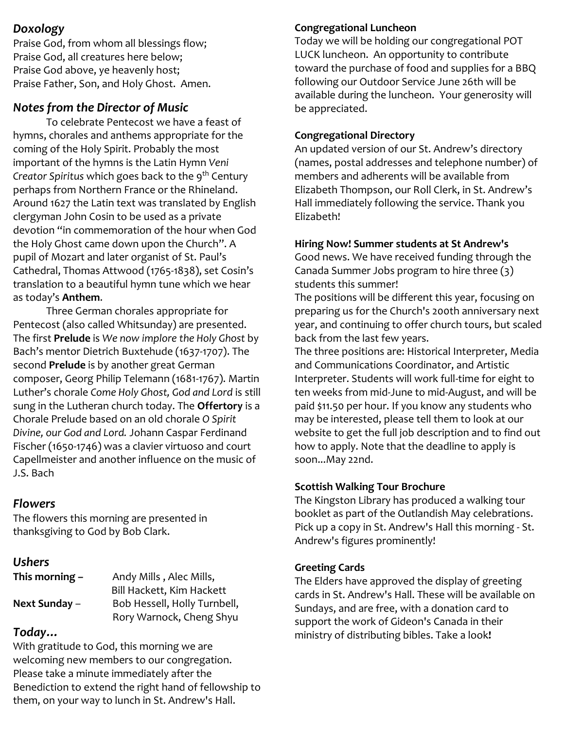## *Doxology*

Praise God, from whom all blessings flow;
Praise God, all creatures here below;
Praise God above, ye heavenly host;
Praise Father, Son, and Holy Ghost. Amen.

## *Notes from the Director of Music*

To celebrate Pentecost we have a feast of hymns, chorales and anthems appropriate for the coming of the Holy Spirit. Probably the most important of the hymns is the Latin Hymn *Veni Creator Spiritus* which goes back to the 9th Century perhaps from Northern France or the Rhineland. Around 1627 the Latin text was translated by English clergyman John Cosin to be used as a private devotion "in commemoration of the hour when God the Holy Ghost came down upon the Church". A pupil of Mozart and later organist of St. Paul's Cathedral, Thomas Attwood (1765-1838), set Cosin's translation to a beautiful hymn tune which we hear as today's **Anthem**.

Three German chorales appropriate for Pentecost (also called Whitsunday) are presented. The first **Prelude** is *We now implore the Holy Ghost* by Bach's mentor Dietrich Buxtehude (1637-1707). The second **Prelude** is by another great German composer, Georg Philip Telemann (1681-1767). Martin Luther's chorale *Come Holy Ghost, God and Lord* is still sung in the Lutheran church today. The **Offertory** is a Chorale Prelude based on an old chorale *O Spirit Divine, our God and Lord.* Johann Caspar Ferdinand Fischer (1650-1746) was a clavier virtuoso and court Capellmeister and another influence on the music of J.S. Bach

## *Flowers*

The flowers this morning are presented in thanksgiving to God by Bob Clark.

## *Ushers*

**This morning –** Andy Mills , Alec Mills, Bill Hackett, Kim Hackett
**Next Sunday** – Bob Hessell, Holly Turnbell, Rory Warnock, Cheng Shyu

## *Today…*

With gratitude to God, this morning we are welcoming new members to our congregation. Please take a minute immediately after the Benediction to extend the right hand of fellowship to them, on your way to lunch in St. Andrew's Hall.

**Congregational Luncheon**

Today we will be holding our congregational POT LUCK luncheon. An opportunity to contribute toward the purchase of food and supplies for a BBQ following our Outdoor Service June 26th will be available during the luncheon. Your generosity will be appreciated.

**Congregational Directory**

An updated version of our St. Andrew's directory (names, postal addresses and telephone number) of members and adherents will be available from Elizabeth Thompson, our Roll Clerk, in St. Andrew's Hall immediately following the service. Thank you Elizabeth!

**Hiring Now! Summer students at St Andrew's**

Good news. We have received funding through the Canada Summer Jobs program to hire three (3) students this summer!

The positions will be different this year, focusing on preparing us for the Church's 200th anniversary next year, and continuing to offer church tours, but scaled back from the last few years.

The three positions are: Historical Interpreter, Media and Communications Coordinator, and Artistic Interpreter. Students will work full-time for eight to ten weeks from mid-June to mid-August, and will be paid $11.50 per hour. If you know any students who may be interested, please tell them to look at our website to get the full job description and to find out how to apply. Note that the deadline to apply is soon...May 22nd.

**Scottish Walking Tour Brochure**

The Kingston Library has produced a walking tour booklet as part of the Outlandish May celebrations. Pick up a copy in St. Andrew's Hall this morning - St. Andrew's figures prominently!

**Greeting Cards**

The Elders have approved the display of greeting cards in St. Andrew's Hall. These will be available on Sundays, and are free, with a donation card to support the work of Gideon's Canada in their ministry of distributing bibles. Take a look**!**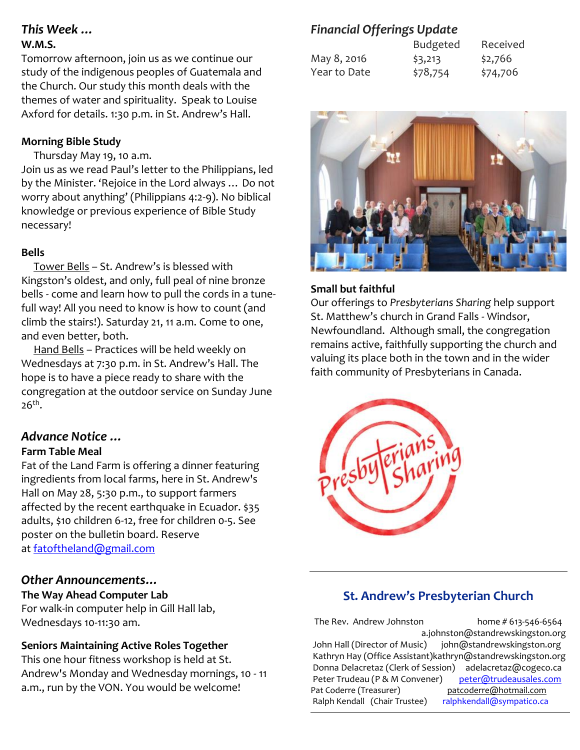## *This Week …*

**W.M.S.**

Tomorrow afternoon, join us as we continue our study of the indigenous peoples of Guatemala and the Church. Our study this month deals with the themes of water and spirituality. Speak to Louise Axford for details. 1:30 p.m. in St. Andrew's Hall.

**Morning Bible Study**

Thursday May 19, 10 a.m.

Join us as we read Paul's letter to the Philippians, led by the Minister. 'Rejoice in the Lord always … Do not worry about anything' (Philippians 4:2-9). No biblical knowledge or previous experience of Bible Study necessary!

**Bells**

Tower Bells – St. Andrew's is blessed with Kingston's oldest, and only, full peal of nine bronze bells - come and learn how to pull the cords in a tune-full way! All you need to know is how to count (and climb the stairs!). Saturday 21, 11 a.m. Come to one, and even better, both.

Hand Bells – Practices will be held weekly on Wednesdays at 7:30 p.m. in St. Andrew's Hall. The hope is to have a piece ready to share with the congregation at the outdoor service on Sunday June 26th.

## *Advance Notice …*

**Farm Table Meal**

Fat of the Land Farm is offering a dinner featuring ingredients from local farms, here in St. Andrew's Hall on May 28, 5:30 p.m., to support farmers affected by the recent earthquake in Ecuador. $35 adults, $10 children 6-12, free for children 0-5. See poster on the bulletin board. Reserve at fatoftheland@gmail.com

## *Other Announcements…*

**The Way Ahead Computer Lab**

For walk-in computer help in Gill Hall lab, Wednesdays 10-11:30 am.

**Seniors Maintaining Active Roles Together**

This one hour fitness workshop is held at St. Andrew's Monday and Wednesday mornings, 10 - 11 a.m., run by the VON. You would be welcome!

## *Financial Offerings Update*

| | Budgeted | Received |
|---|---|---|
| May 8, 2016 | $3,213 | $2,766 |
| Year to Date | $78,754 | $74,706 |

**Small but faithful**

Our offerings to *Presbyterians Sharing* help support St. Matthew's church in Grand Falls - Windsor, Newfoundland. Although small, the congregation remains active, faithfully supporting the church and valuing its place both in the town and in the wider faith community of Presbyterians in Canada.

Presbyterians Sharing

## St. Andrew's Presbyterian Church

The Rev. Andrew Johnston home # 613-546-6564 a.johnston@standrewskingston.org
John Hall (Director of Music) john@standrewskingston.org
Kathryn Hay (Office Assistant) kathryn@standrewskingston.org
Donna Delacretaz (Clerk of Session) adelacretaz@cogeco.ca
Peter Trudeau (P & M Convener) peter@trudeausales.com
Pat Coderre (Treasurer) patcoderre@hotmail.com
Ralph Kendall (Chair Trustee) ralphkendall@sympatico.ca